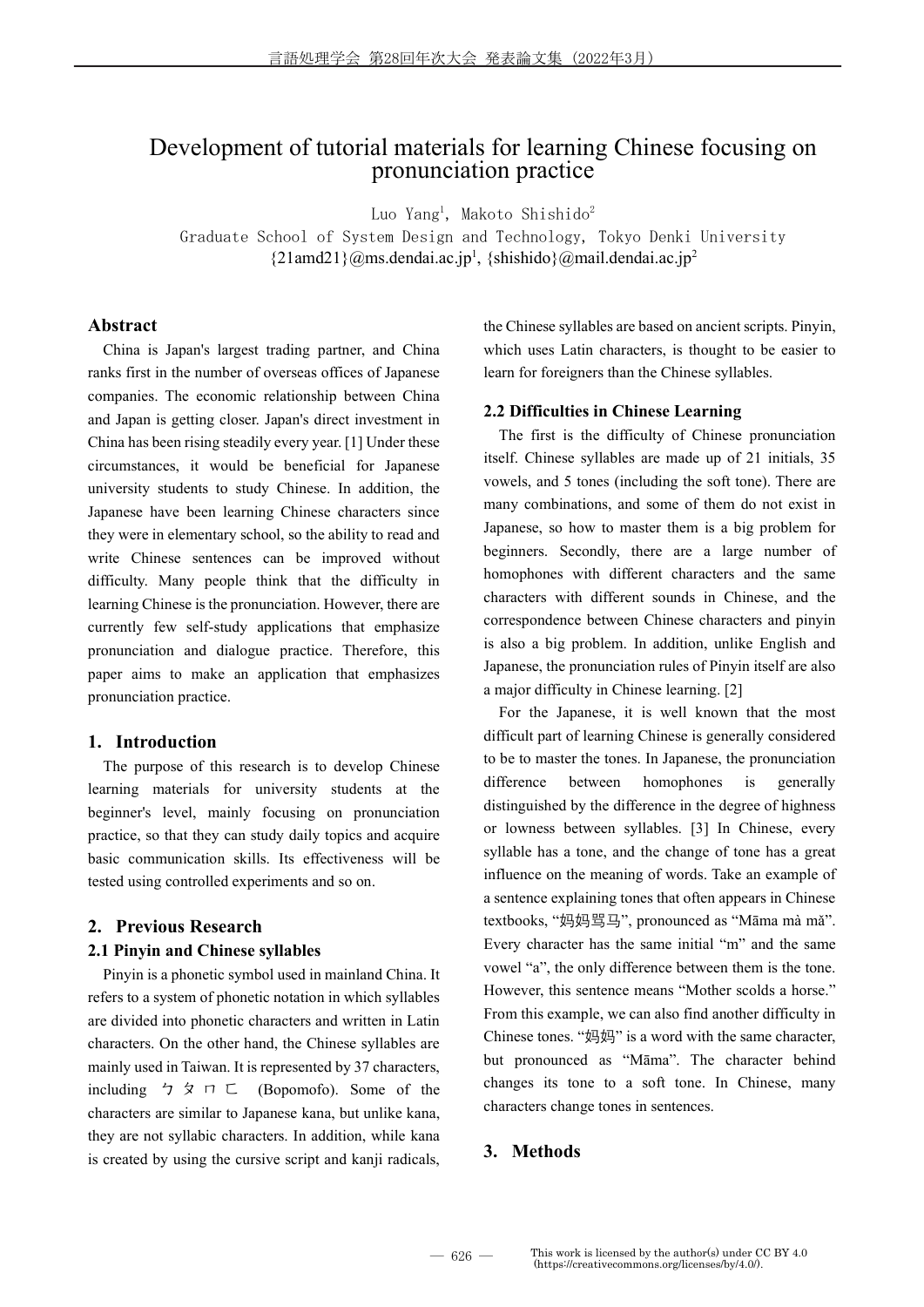# Development of tutorial materials for learning Chinese focusing on pronunciation practice

Luo Yang[1], Makoto Shishido[2]

Graduate School of System Design and Technology, Tokyo Denki University

{21amd21}@ms.dendai.ac.jp[1], {shishido}@mail.dendai.ac.jp[2]

## Abstract

China is Japan's largest trading partner, and China ranks first in the number of overseas offices of Japanese companies. The economic relationship between China and Japan is getting closer. Japan's direct investment in China has been rising steadily every year. [1] Under these circumstances, it would be beneficial for Japanese university students to study Chinese. In addition, the Japanese have been learning Chinese characters since they were in elementary school, so the ability to read and write Chinese sentences can be improved without difficulty. Many people think that the difficulty in learning Chinese is the pronunciation. However, there are currently few self-study applications that emphasize pronunciation and dialogue practice. Therefore, this paper aims to make an application that emphasizes pronunciation practice.

## 1. Introduction

The purpose of this research is to develop Chinese learning materials for university students at the beginner's level, mainly focusing on pronunciation practice, so that they can study daily topics and acquire basic communication skills. Its effectiveness will be tested using controlled experiments and so on.

## 2. Previous Research

### 2.1 Pinyin and Chinese syllables

Pinyin is a phonetic symbol used in mainland China. It refers to a system of phonetic notation in which syllables are divided into phonetic characters and written in Latin characters. On the other hand, the Chinese syllables are mainly used in Taiwan. It is represented by 37 characters, including ㄅㄆㄇㄈ (Bopomofo). Some of the characters are similar to Japanese kana, but unlike kana, they are not syllabic characters. In addition, while kana is created by using the cursive script and kanji radicals, the Chinese syllables are based on ancient scripts. Pinyin, which uses Latin characters, is thought to be easier to learn for foreigners than the Chinese syllables.

### 2.2 Difficulties in Chinese Learning

The first is the difficulty of Chinese pronunciation itself. Chinese syllables are made up of 21 initials, 35 vowels, and 5 tones (including the soft tone). There are many combinations, and some of them do not exist in Japanese, so how to master them is a big problem for beginners. Secondly, there are a large number of homophones with different characters and the same characters with different sounds in Chinese, and the correspondence between Chinese characters and pinyin is also a big problem. In addition, unlike English and Japanese, the pronunciation rules of Pinyin itself are also a major difficulty in Chinese learning. [2]

For the Japanese, it is well known that the most difficult part of learning Chinese is generally considered to be to master the tones. In Japanese, the pronunciation difference between homophones is generally distinguished by the difference in the degree of highness or lowness between syllables. [3] In Chinese, every syllable has a tone, and the change of tone has a great influence on the meaning of words. Take an example of a sentence explaining tones that often appears in Chinese textbooks, “妈妈骂马”, pronounced as “Māma mà mǎ”. Every character has the same initial “m” and the same vowel “a”, the only difference between them is the tone. However, this sentence means “Mother scolds a horse.” From this example, we can also find another difficulty in Chinese tones. “妈妈” is a word with the same character, but pronounced as “Māma”. The character behind changes its tone to a soft tone. In Chinese, many characters change tones in sentences.

## 3. Methods

This work is licensed by the author(s) under CC BY 4.0 (https://creativecommons.org/licenses/by/4.0/).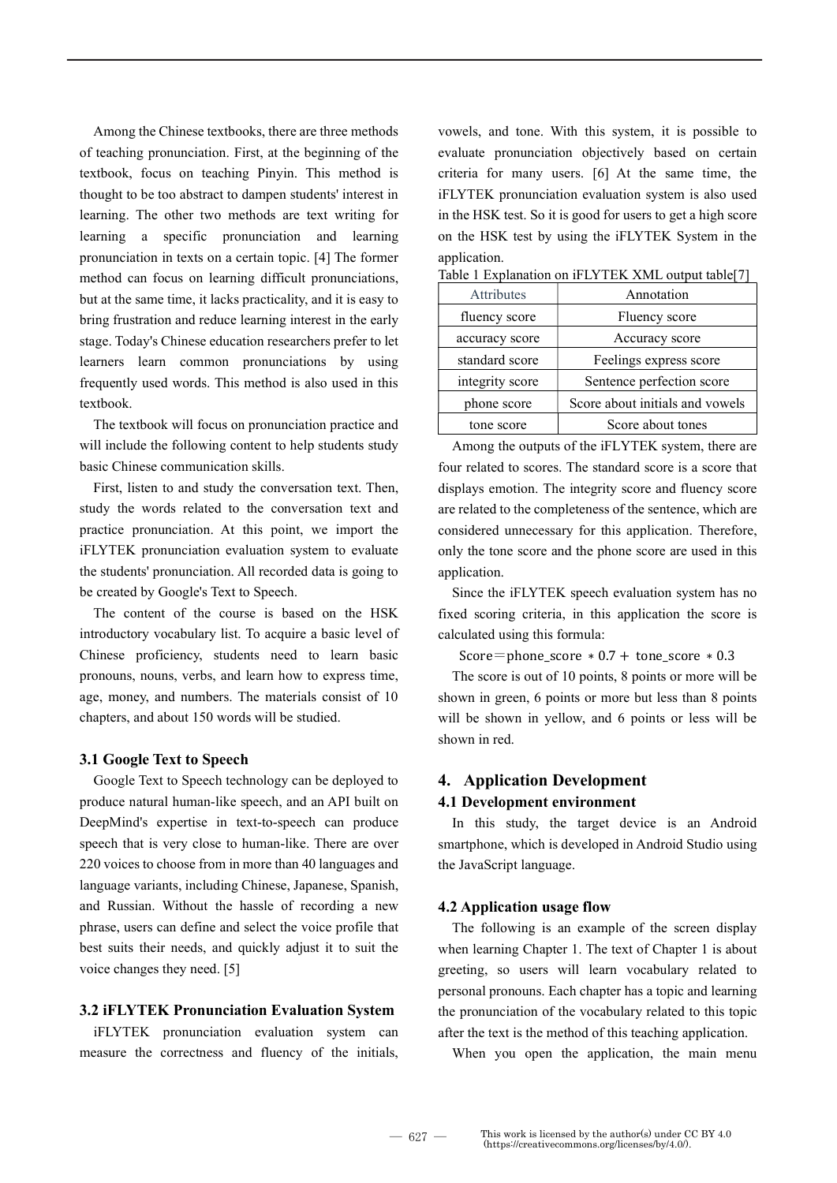Among the Chinese textbooks, there are three methods of teaching pronunciation. First, at the beginning of the textbook, focus on teaching Pinyin. This method is thought to be too abstract to dampen students' interest in learning. The other two methods are text writing for learning a specific pronunciation and learning pronunciation in texts on a certain topic. [4] The former method can focus on learning difficult pronunciations, but at the same time, it lacks practicality, and it is easy to bring frustration and reduce learning interest in the early stage. Today's Chinese education researchers prefer to let learners learn common pronunciations by using frequently used words. This method is also used in this textbook.

The textbook will focus on pronunciation practice and will include the following content to help students study basic Chinese communication skills.

First, listen to and study the conversation text. Then, study the words related to the conversation text and practice pronunciation. At this point, we import the iFLYTEK pronunciation evaluation system to evaluate the students' pronunciation. All recorded data is going to be created by Google's Text to Speech.

The content of the course is based on the HSK introductory vocabulary list. To acquire a basic level of Chinese proficiency, students need to learn basic pronouns, nouns, verbs, and learn how to express time, age, money, and numbers. The materials consist of 10 chapters, and about 150 words will be studied.

### 3.1 Google Text to Speech

Google Text to Speech technology can be deployed to produce natural human-like speech, and an API built on DeepMind's expertise in text-to-speech can produce speech that is very close to human-like. There are over 220 voices to choose from in more than 40 languages and language variants, including Chinese, Japanese, Spanish, and Russian. Without the hassle of recording a new phrase, users can define and select the voice profile that best suits their needs, and quickly adjust it to suit the voice changes they need. [5]

### 3.2 iFLYTEK Pronunciation Evaluation System

iFLYTEK pronunciation evaluation system can measure the correctness and fluency of the initials, vowels, and tone. With this system, it is possible to evaluate pronunciation objectively based on certain criteria for many users. [6] At the same time, the iFLYTEK pronunciation evaluation system is also used in the HSK test. So it is good for users to get a high score on the HSK test by using the iFLYTEK System in the application.

Table 1 Explanation on iFLYTEK XML output table[7]

| Attributes | Annotation |
|---|---|
| fluency score | Fluency score |
| accuracy score | Accuracy score |
| standard score | Feelings express score |
| integrity score | Sentence perfection score |
| phone score | Score about initials and vowels |
| tone score | Score about tones |

Among the outputs of the iFLYTEK system, there are four related to scores. The standard score is a score that displays emotion. The integrity score and fluency score are related to the completeness of the sentence, which are considered unnecessary for this application. Therefore, only the tone score and the phone score are used in this application.

Since the iFLYTEK speech evaluation system has no fixed scoring criteria, in this application the score is calculated using this formula:

$$\text{Score} = \text{phone\_score} * 0.7 + \text{tone\_score} * 0.3$$

The score is out of 10 points, 8 points or more will be shown in green, 6 points or more but less than 8 points will be shown in yellow, and 6 points or less will be shown in red.

## 4. Application Development

### 4.1 Development environment

In this study, the target device is an Android smartphone, which is developed in Android Studio using the JavaScript language.

### 4.2 Application usage flow

The following is an example of the screen display when learning Chapter 1. The text of Chapter 1 is about greeting, so users will learn vocabulary related to personal pronouns. Each chapter has a topic and learning the pronunciation of the vocabulary related to this topic after the text is the method of this teaching application.

When you open the application, the main menu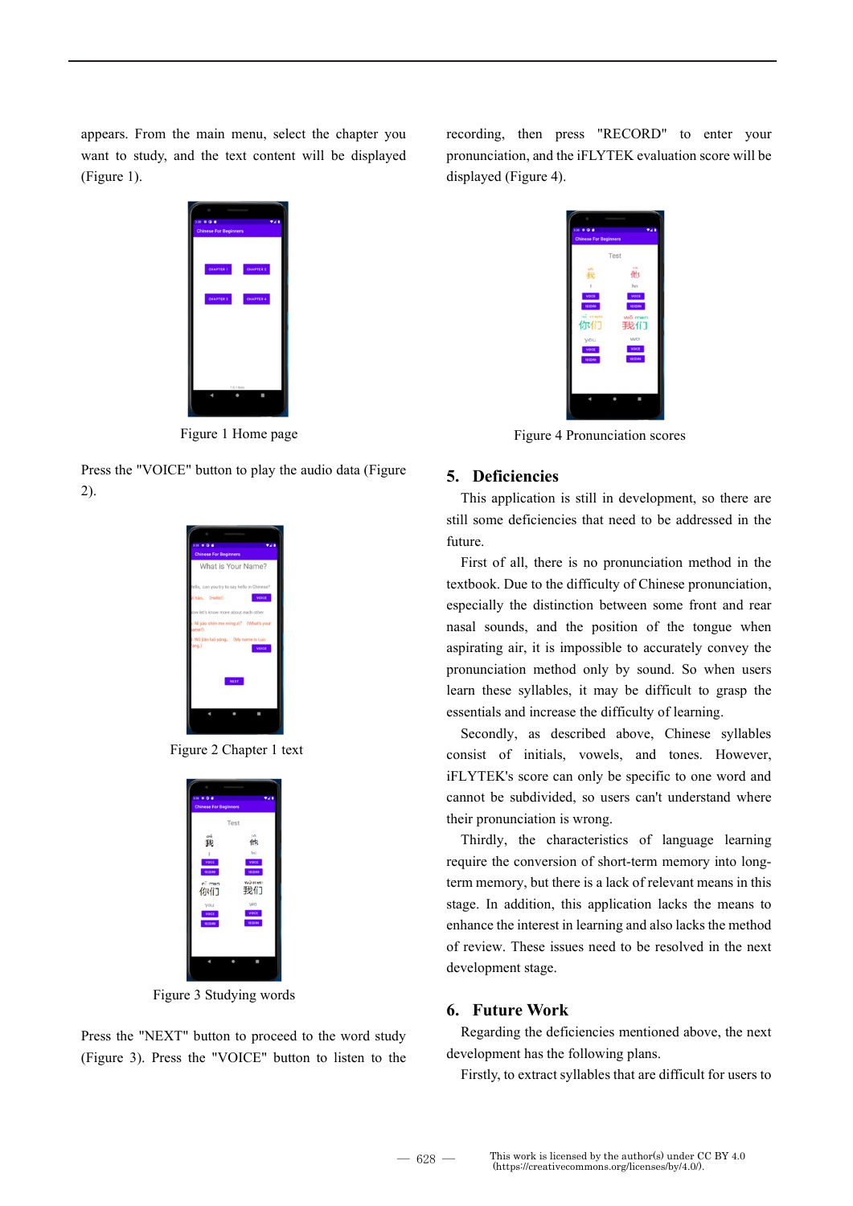appears. From the main menu, select the chapter you want to study, and the text content will be displayed (Figure 1).

Figure 1 Home page

Press the "VOICE" button to play the audio data (Figure 2).

Figure 2 Chapter 1 text

Figure 3 Studying words

Press the "NEXT" button to proceed to the word study (Figure 3). Press the "VOICE" button to listen to the recording, then press "RECORD" to enter your pronunciation, and the iFLYTEK evaluation score will be displayed (Figure 4).

Figure 4 Pronunciation scores

## 5. Deficiencies

This application is still in development, so there are still some deficiencies that need to be addressed in the future.

First of all, there is no pronunciation method in the textbook. Due to the difficulty of Chinese pronunciation, especially the distinction between some front and rear nasal sounds, and the position of the tongue when aspirating air, it is impossible to accurately convey the pronunciation method only by sound. So when users learn these syllables, it may be difficult to grasp the essentials and increase the difficulty of learning.

Secondly, as described above, Chinese syllables consist of initials, vowels, and tones. However, iFLYTEK's score can only be specific to one word and cannot be subdivided, so users can't understand where their pronunciation is wrong.

Thirdly, the characteristics of language learning require the conversion of short-term memory into long-term memory, but there is a lack of relevant means in this stage. In addition, this application lacks the means to enhance the interest in learning and also lacks the method of review. These issues need to be resolved in the next development stage.

## 6. Future Work

Regarding the deficiencies mentioned above, the next development has the following plans.

Firstly, to extract syllables that are difficult for users to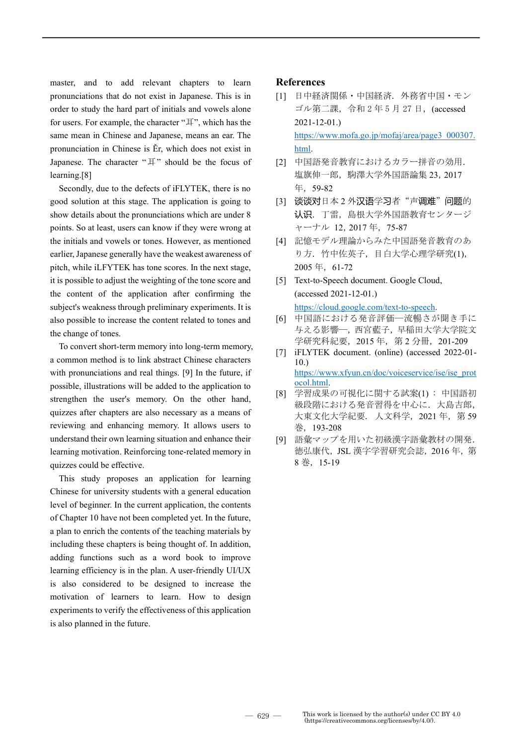master, and to add relevant chapters to learn pronunciations that do not exist in Japanese. This is in order to study the hard part of initials and vowels alone for users. For example, the character "耳", which has the same mean in Chinese and Japanese, means an ear. The pronunciation in Chinese is Ěr, which does not exist in Japanese. The character "耳" should be the focus of learning.[8]

Secondly, due to the defects of iFLYTEK, there is no good solution at this stage. The application is going to show details about the pronunciations which are under 8 points. So at least, users can know if they were wrong at the initials and vowels or tones. However, as mentioned earlier, Japanese generally have the weakest awareness of pitch, while iLFYTEK has tone scores. In the next stage, it is possible to adjust the weighting of the tone score and the content of the application after confirming the subject's weakness through preliminary experiments. It is also possible to increase the content related to tones and the change of tones.

To convert short-term memory into long-term memory, a common method is to link abstract Chinese characters with pronunciations and real things. [9] In the future, if possible, illustrations will be added to the application to strengthen the user's memory. On the other hand, quizzes after chapters are also necessary as a means of reviewing and enhancing memory. It allows users to understand their own learning situation and enhance their learning motivation. Reinforcing tone-related memory in quizzes could be effective.

This study proposes an application for learning Chinese for university students with a general education level of beginner. In the current application, the contents of Chapter 10 have not been completed yet. In the future, a plan to enrich the contents of the teaching materials by including these chapters is being thought of. In addition, adding functions such as a word book to improve learning efficiency is in the plan. A user-friendly UI/UX is also considered to be designed to increase the motivation of learners to learn. How to design experiments to verify the effectiveness of this application is also planned in the future.

## References

[1] 日中経済関係・中国経済．外務省中国・モンゴル第二課，令和 2 年 5 月 27 日，(accessed 2021-12-01.) https://www.mofa.go.jp/mofaj/area/page3_000307.html.

[2] 中国語発音教育におけるカラー拼音の効用．塩旗伸一郎，駒澤大学外国語論集 23，2017 年，59-82

[3] 谈谈对日本 2 外汉语学习者"声调难"问题的认识．丁雷，島根大学外国語教育センタージャーナル 12，2017 年，75-87

[4] 記憶モデル理論からみた中国語発音教育のあり方．竹中佐英子，目白大学心理学研究(1)，2005 年，61-72

[5] Text-to-Speech document. Google Cloud, (accessed 2021-12-01.) https://cloud.google.com/text-to-speech.

[6] 中国語における発音評価—流暢さが聞き手に与える影響—，西宮藍子，早稲田大学大学院文学研究科紀要，2015 年，第 2 分冊，201-209

[7] iFLYTEK document. (online) (accessed 2022-01-10.) https://www.xfyun.cn/doc/voiceservice/ise/ise_protocol.html.

[8] 学習成果の可視化に関する試案(1)：中国語初級段階における発音習得を中心に．大島吉郎，大東文化大学紀要．人文科学，2021 年，第 59 巻，193-208

[9] 語彙マップを用いた初級漢字語彙教材の開発．徳弘康代，JSL 漢字学習研究会誌，2016 年，第 8 巻，15-19

This work is licensed by the author(s) under CC BY 4.0 (https://creativecommons.org/licenses/by/4.0/).